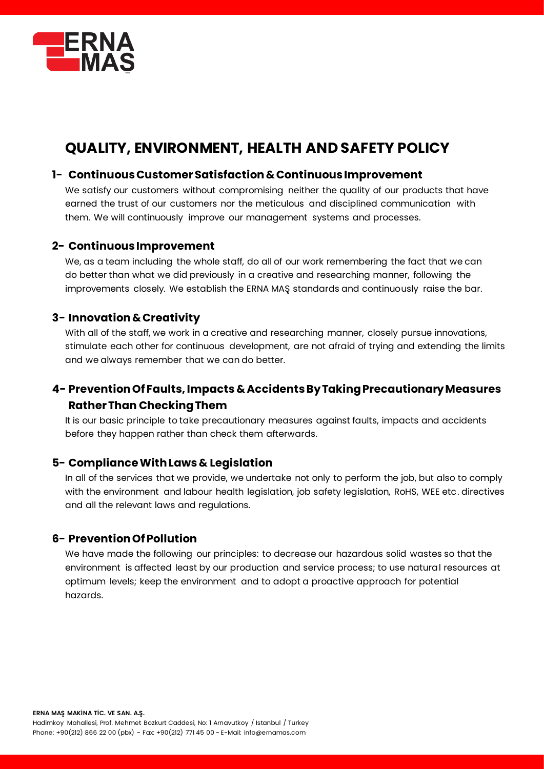# QUALITY, ENVIRONMENT, HEALTH AND SAFETY POLICY

## 1- Continuous Customer Satisfaction & Continuous Improvement

We satisfy our customers without compromising neither the quality of our products that have earned the trust of our customers nor the meticulous and disciplined communication with them. We will continuously improve our management systems and processes.

## 2- Continuous Improvement

We, as a team including the whole staff, do all of our work remembering the fact that we can do better than what we did previously in a creative and researching manner, following the improvements closely. We establish the ERNA MAŞ standards and continuously raise the bar.

## 3- Innovation & Creativity

With all of the staff, we work in a creative and researching manner, closely pursue innovations, stimulate each other for continuous development, are not afraid of trying and extending the limits and we always remember that we can do better.

## 4- Prevention Of Faults, Impacts & Accidents By Taking Precautionary Measures Rather Than Checking Them

It is our basic principle to take precautionary measures against faults, impacts and accidents before they happen rather than check them afterwards.

## 5- Compliance With Laws & Legislation

In all of the services that we provide, we undertake not only to perform the job, but also to comply with the environment and labour health legislation, job safety legislation, RoHS, WEE etc. directives and all the relevant laws and regulations.

## 6- Prevention Of Pollution

We have made the following our principles: to decrease our hazardous solid wastes so that the environment is affected least by our production and service process; to use natural resources at optimum levels; keep the environment and to adopt a proactive approach for potential hazards.

**ERNA MAŞ MAKİNA TİC. VE SAN. A.Ş.**
Hadimkoy Mahallesi, Prof. Mehmet Bozkurt Caddesi, No: 1 Arnavutkoy / Istanbul / Turkey
Phone: +90(212) 866 22 00 (pbx) - Fax: +90(212) 771 45 00 - E-Mail: info@ernamas.com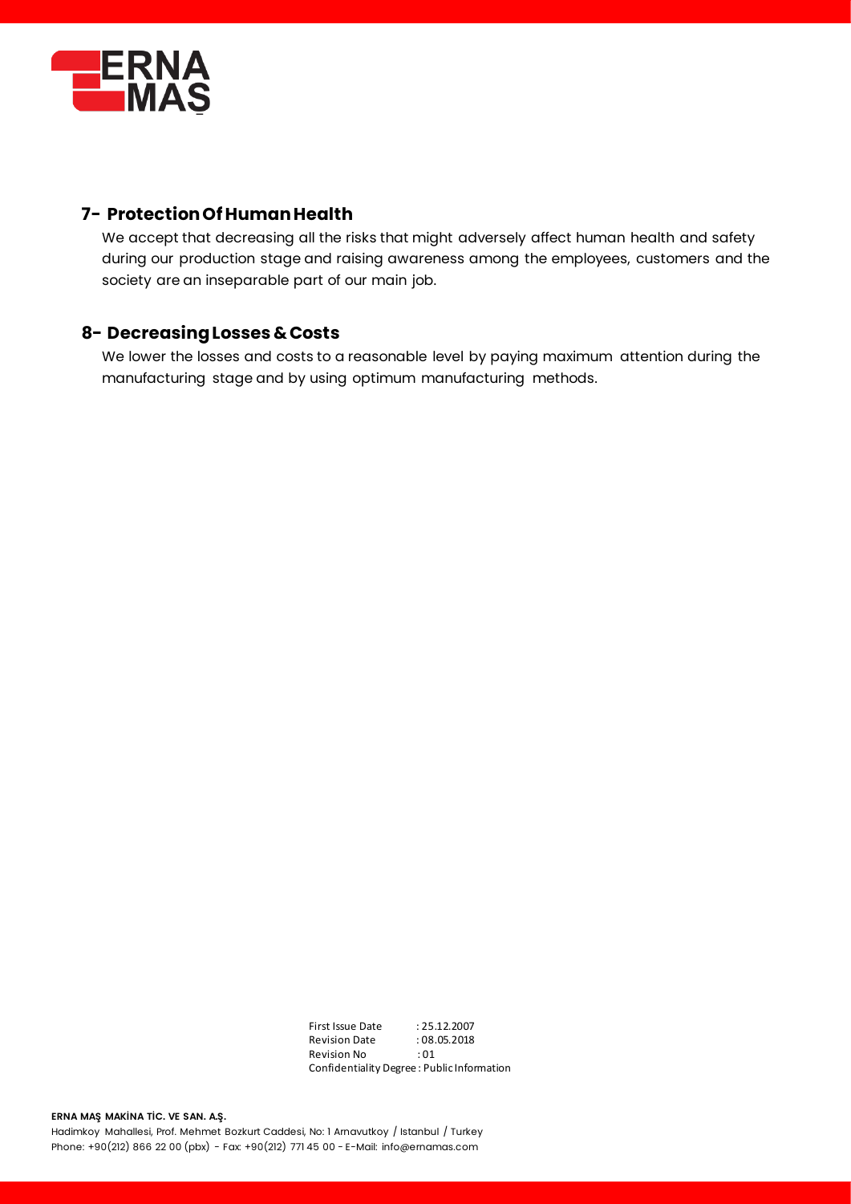## 7- Protection Of Human Health

We accept that decreasing all the risks that might adversely affect human health and safety during our production stage and raising awareness among the employees, customers and the society are an inseparable part of our main job.

## 8- Decreasing Losses & Costs

We lower the losses and costs to a reasonable level by paying maximum attention during the manufacturing stage and by using optimum manufacturing methods.

First Issue Date : 25.12.2007
Revision Date : 08.05.2018
Revision No : 01
Confidentiality Degree : Public Information